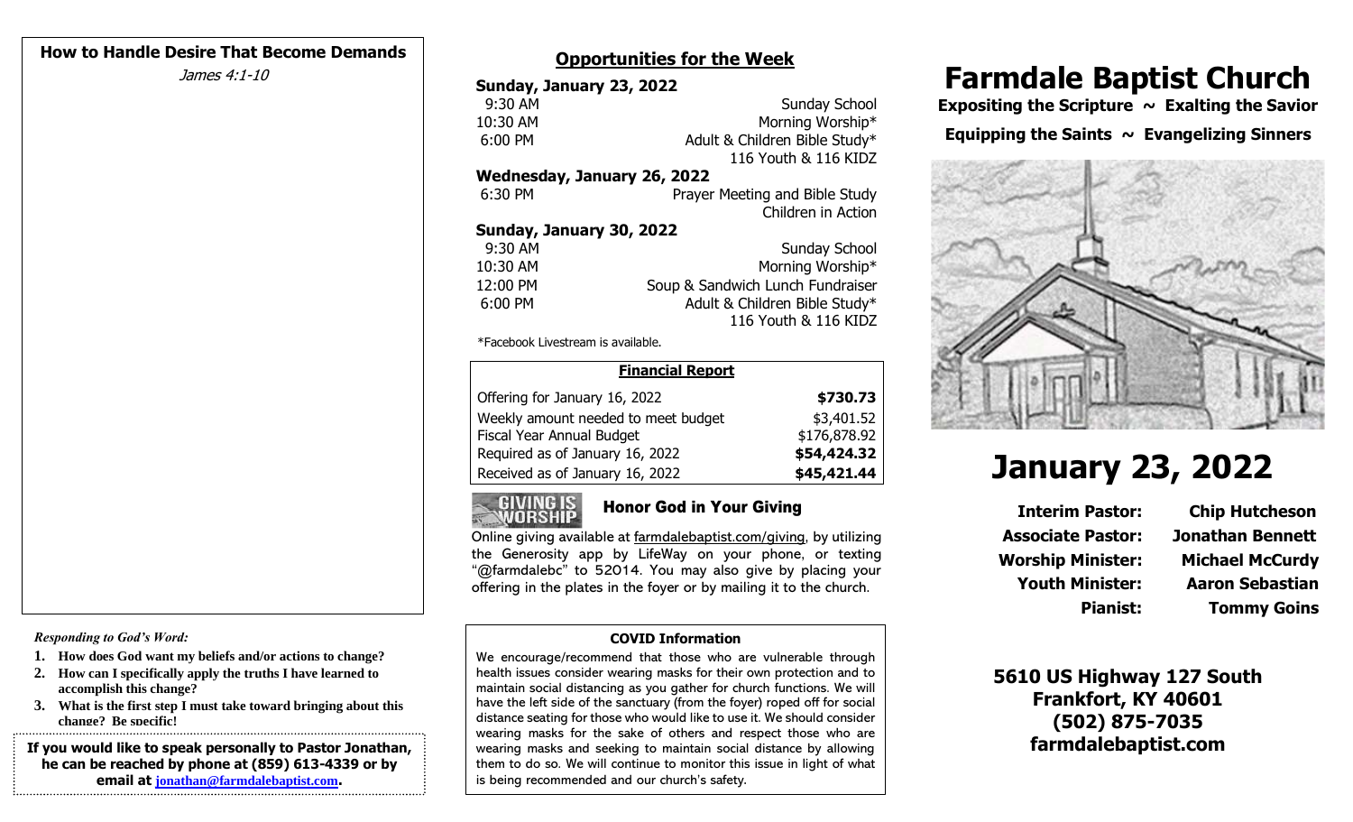## How to Handle Desire That Become Demands

*James 4:1-10*

***Responding to God's Word:***

1. **How does God want my beliefs and/or actions to change?**
2. **How can I specifically apply the truths I have learned to accomplish this change?**
3. **What is the first step I must take toward bringing about this change? Be specific!**

**If you would like to speak personally to Pastor Jonathan, he can be reached by phone at (859) 613-4339 or by email at jonathan@farmdalebaptist.com.**

## Opportunities for the Week

**Sunday, January 23, 2022**

| | |
|---|---|
| 9:30 AM | Sunday School |
| 10:30 AM | Morning Worship* |
| 6:00 PM | Adult & Children Bible Study* |
| | 116 Youth & 116 KIDZ |

**Wednesday, January 26, 2022**

| | |
|---|---|
| 6:30 PM | Prayer Meeting and Bible Study |
| | Children in Action |

**Sunday, January 30, 2022**

| | |
|---|---|
| 9:30 AM | Sunday School |
| 10:30 AM | Morning Worship* |
| 12:00 PM | Soup & Sandwich Lunch Fundraiser |
| 6:00 PM | Adult & Children Bible Study* |
| | 116 Youth & 116 KIDZ |

*Facebook Livestream is available.

| Financial Report | |
|---|---|
| Offering for January 16, 2022 | **$730.73** |
| Weekly amount needed to meet budget | $3,401.52 |
| Fiscal Year Annual Budget | $176,878.92 |
| Required as of January 16, 2022 | **$54,424.32** |
| Received as of January 16, 2022 | **$45,421.44** |

GIVING IS WORSHIP

### Honor God in Your Giving

Online giving available at farmdalebaptist.com/giving, by utilizing the Generosity app by LifeWay on your phone, or texting "@farmdalebc" to 52014. You may also give by placing your offering in the plates in the foyer or by mailing it to the church.

### COVID Information

We encourage/recommend that those who are vulnerable through health issues consider wearing masks for their own protection and to maintain social distancing as you gather for church functions. We will have the left side of the sanctuary (from the foyer) roped off for social distance seating for those who would like to use it. We should consider wearing masks for the sake of others and respect those who are wearing masks and seeking to maintain social distance by allowing them to do so. We will continue to monitor this issue in light of what is being recommended and our church's safety.

# Farmdale Baptist Church

**Expositing the Scripture ~ Exalting the Savior**

**Equipping the Saints ~ Evangelizing Sinners**

# January 23, 2022

| | |
|---|---|
| **Interim Pastor:** | **Chip Hutcheson** |
| **Associate Pastor:** | **Jonathan Bennett** |
| **Worship Minister:** | **Michael McCurdy** |
| **Youth Minister:** | **Aaron Sebastian** |
| **Pianist:** | **Tommy Goins** |

**5610 US Highway 127 South**
**Frankfort, KY 40601**
**(502) 875-7035**
**farmdalebaptist.com**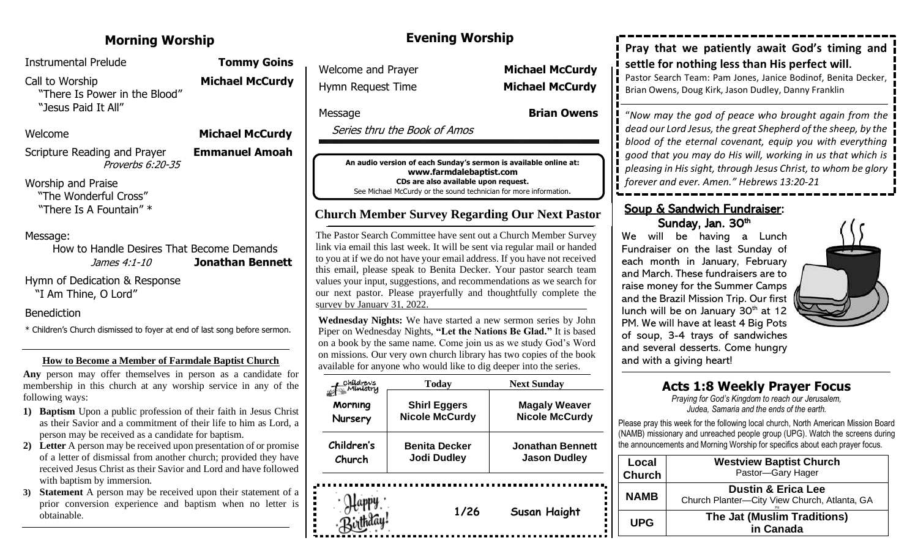## Morning Worship

| | |
|---|---|
| Instrumental Prelude | **Tommy Goins** |
| Call to Worship<br>"There Is Power in the Blood"<br>"Jesus Paid It All" | **Michael McCurdy** |
| Welcome | **Michael McCurdy** |
| Scripture Reading and Prayer<br>*Proverbs 6:20-35* | **Emmanuel Amoah** |

Worship and Praise
"The Wonderful Cross"
"There Is A Fountain" *

Message:
How to Handle Desires That Become Demands
*James 4:1-10* **Jonathan Bennett**

Hymn of Dedication & Response
"I Am Thine, O Lord"

Benediction

* Children's Church dismissed to foyer at end of last song before sermon.

**How to Become a Member of Farmdale Baptist Church**

**Any** person may offer themselves in person as a candidate for membership in this church at any worship service in any of the following ways:

1) **Baptism** Upon a public profession of their faith in Jesus Christ as their Savior and a commitment of their life to him as Lord, a person may be received as a candidate for baptism.
2) **Letter** A person may be received upon presentation of or promise of a letter of dismissal from another church; provided they have received Jesus Christ as their Savior and Lord and have followed with baptism by immersion.
3) **Statement** A person may be received upon their statement of a prior conversion experience and baptism when no letter is obtainable.

## Evening Worship

| | |
|---|---|
| Welcome and Prayer | **Michael McCurdy** |
| Hymn Request Time | **Michael McCurdy** |
| Message<br>*Series thru the Book of Amos* | **Brian Owens** |

**An audio version of each Sunday's sermon is available online at:**
**www.farmdalebaptist.com**
**CDs are also available upon request.**
See Michael McCurdy or the sound technician for more information.

## Church Member Survey Regarding Our Next Pastor

The Pastor Search Committee have sent out a Church Member Survey link via email this last week. It will be sent via regular mail or handed to you at if we do not have your email address. If you have not received this email, please speak to Benita Decker. Your pastor search team values your input, suggestions, and recommendations as we search for our next pastor. Please prayerfully and thoughtfully complete the survey by January 31, 2022.

**Wednesday Nights:** We have started a new sermon series by John Piper on Wednesday Nights, **"Let the Nations Be Glad."** It is based on a book by the same name. Come join us as we study God's Word on missions. Our very own church library has two copies of the book available for anyone who would like to dig deeper into the series.

| Children's Ministry | Today | Next Sunday |
|---|---|---|
| Morning Nursery | **Shirl Eggers**<br>**Nicole McCurdy** | **Magaly Weaver**<br>**Nicole McCurdy** |
| Children's Church | **Benita Decker**<br>**Jodi Dudley** | **Jonathan Bennett**<br>**Jason Dudley** |

Happy Birthday! 1/26 Susan Haight

**Pray that we patiently await God's timing and settle for nothing less than His perfect will.**
Pastor Search Team: Pam Jones, Janice Bodinof, Benita Decker, Brian Owens, Doug Kirk, Jason Dudley, Danny Franklin

*"Now may the god of peace who brought again from the dead our Lord Jesus, the great Shepherd of the sheep, by the blood of the eternal covenant, equip you with everything good that you may do His will, working in us that which is pleasing in His sight, through Jesus Christ, to whom be glory forever and ever. Amen." Hebrews 13:20-21*

### Soup & Sandwich Fundraiser:
Sunday, Jan. 30th

We will be having a Lunch Fundraiser on the last Sunday of each month in January, February and March. These fundraisers are to raise money for the Summer Camps and the Brazil Mission Trip. Our first lunch will be on January 30th at 12 PM. We will have at least 4 Big Pots of soup, 3-4 trays of sandwiches and several desserts. Come hungry and with a giving heart!

## Acts 1:8 Weekly Prayer Focus

*Praying for God's Kingdom to reach our Jerusalem, Judea, Samaria and the ends of the earth.*

Please pray this week for the following local church, North American Mission Board (NAMB) missionary and unreached people group (UPG). Watch the screens during the announcements and Morning Worship for specifics about each prayer focus.

| | |
|---|---|
| **Local Church** | **Westview Baptist Church**<br>Pastor—Gary Hager |
| **NAMB** | **Dustin & Erica Lee**<br>Church Planter—City View Church, Atlanta, GA |
| **UPG** | **The Jat (Muslim Traditions) in Canada** |